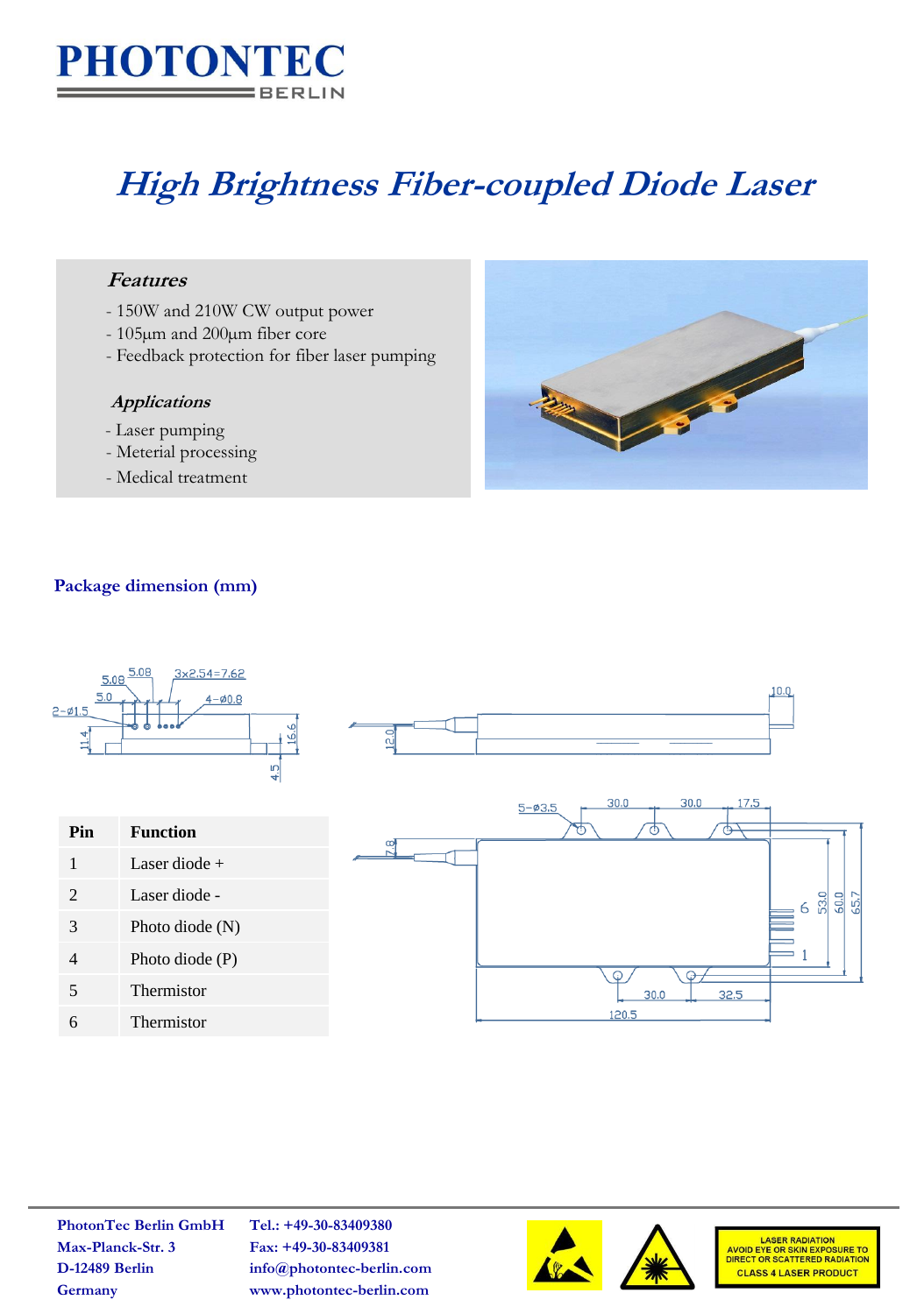# PHOTONTEC

BERLIN

# *High Brightness Fiber-coupled Diode Laser*

### *Features*

- 150W and 210W CW output power
- 105µm and 200µm fiber core
- Feedback protection for fiber laser pumping

### *Applications*

- Laser pumping
- Meterial processing
- Medical treatment

## Package dimension (mm)

| Pin | Function |
|---|---|
| 1 | Laser diode + |
| 2 | Laser diode - |
| 3 | Photo diode (N) |
| 4 | Photo diode (P) |
| 5 | Thermistor |
| 6 | Thermistor |

**PhotonTec Berlin GmbH**
**Max-Planck-Str. 3**
**D-12489 Berlin**
**Germany**

**Tel.: +49-30-83409380**
**Fax: +49-30-83409381**
**info@photontec-berlin.com**
**www.photontec-berlin.com**

LASER RADIATION
AVOID EYE OR SKIN EXPOSURE TO DIRECT OR SCATTERED RADIATION
CLASS 4 LASER PRODUCT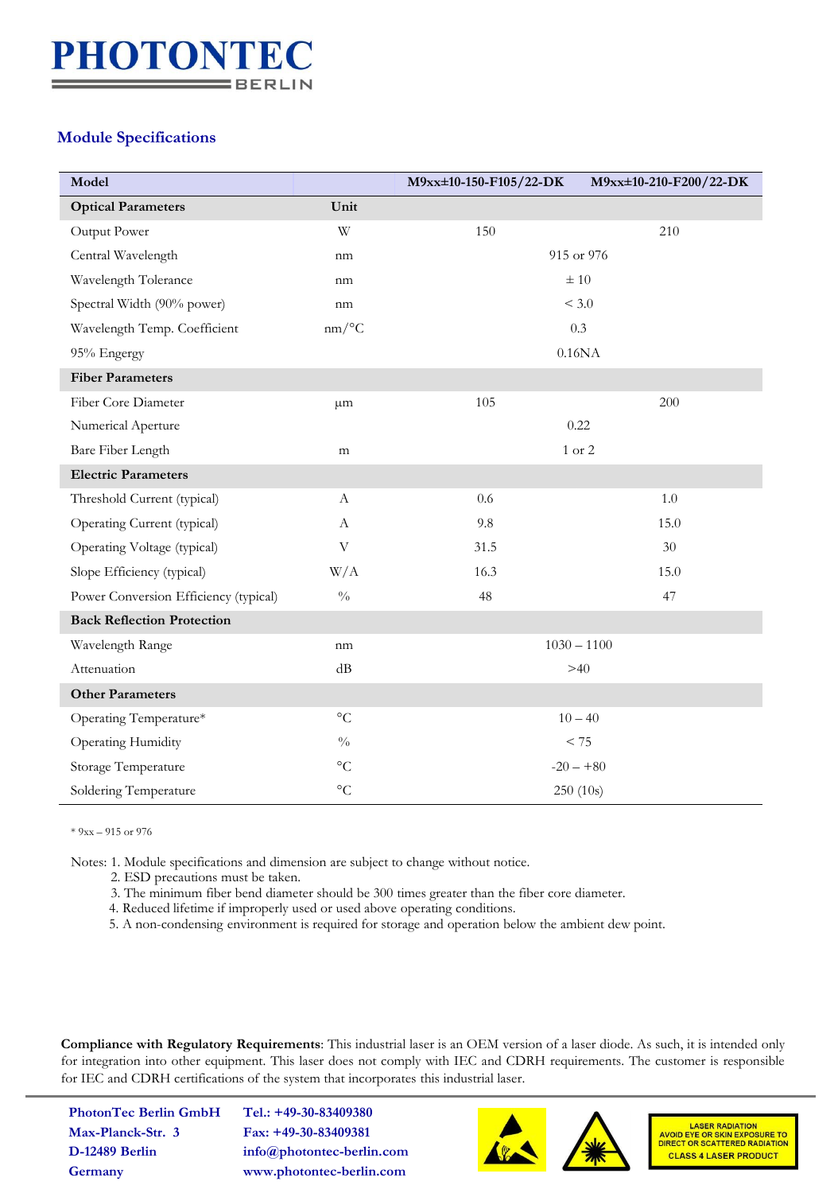## Module Specifications

| Model | | M9xx±10-150-F105/22-DK | M9xx±10-210-F200/22-DK |
|---|---|---|---|
| **Optical Parameters** | **Unit** | | |
| Output Power | W | 150 | 210 |
| Central Wavelength | nm | 915 or 976 | |
| Wavelength Tolerance | nm | ± 10 | |
| Spectral Width (90% power) | nm | < 3.0 | |
| Wavelength Temp. Coefficient | nm/°C | 0.3 | |
| 95% Engergy | | 0.16NA | |
| **Fiber Parameters** | | | |
| Fiber Core Diameter | µm | 105 | 200 |
| Numerical Aperture | | 0.22 | |
| Bare Fiber Length | m | 1 or 2 | |
| **Electric Parameters** | | | |
| Threshold Current (typical) | A | 0.6 | 1.0 |
| Operating Current (typical) | A | 9.8 | 15.0 |
| Operating Voltage (typical) | V | 31.5 | 30 |
| Slope Efficiency (typical) | W/A | 16.3 | 15.0 |
| Power Conversion Efficiency (typical) | % | 48 | 47 |
| **Back Reflection Protection** | | | |
| Wavelength Range | nm | 1030 – 1100 | |
| Attenuation | dB | >40 | |
| **Other Parameters** | | | |
| Operating Temperature* | °C | 10 – 40 | |
| Operating Humidity | % | < 75 | |
| Storage Temperature | °C | -20 – +80 | |
| Soldering Temperature | °C | 250 (10s) | |

* 9xx – 915 or 976

Notes: 1. Module specifications and dimension are subject to change without notice.
2. ESD precautions must be taken.
3. The minimum fiber bend diameter should be 300 times greater than the fiber core diameter.
4. Reduced lifetime if improperly used or used above operating conditions.
5. A non-condensing environment is required for storage and operation below the ambient dew point.

**Compliance with Regulatory Requirements**: This industrial laser is an OEM version of a laser diode. As such, it is intended only for integration into other equipment. This laser does not comply with IEC and CDRH requirements. The customer is responsible for IEC and CDRH certifications of the system that incorporates this industrial laser.

**PhotonTec Berlin GmbH**
**Max-Planck-Str. 3**
**D-12489 Berlin**
**Germany**

**Tel.: +49-30-83409380**
**Fax: +49-30-83409381**
**info@photontec-berlin.com**
**www.photontec-berlin.com**

LASER RADIATION
AVOID EYE OR SKIN EXPOSURE TO DIRECT OR SCATTERED RADIATION
CLASS 4 LASER PRODUCT